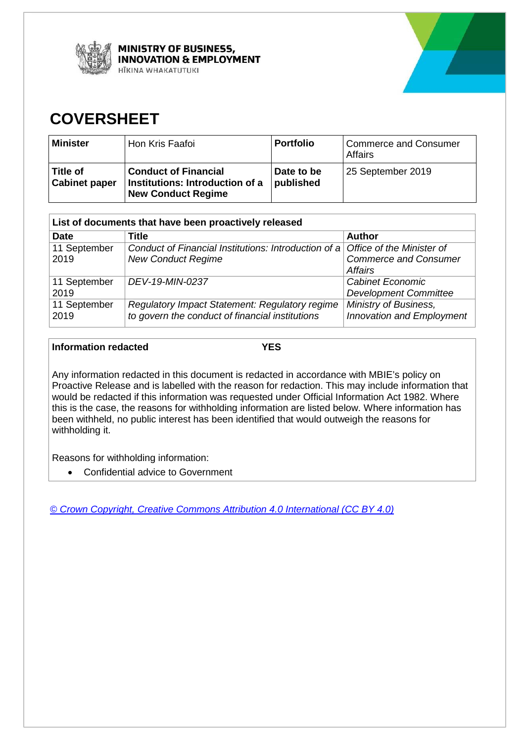MINISTRY OF BUSINESS, INNOVATION & EMPLOYMENT
HĪKINA WHAKATUTUKI

# COVERSHEET

| **Minister** | Hon Kris Faafoi | **Portfolio** | Commerce and Consumer Affairs |
|---|---|---|---|
| **Title of Cabinet paper** | **Conduct of Financial Institutions: Introduction of a New Conduct Regime** | **Date to be published** | 25 September 2019 |

| **List of documents that have been proactively released** | | |
|---|---|---|
| **Date** | **Title** | **Author** |
| 11 September 2019 | *Conduct of Financial Institutions: Introduction of a New Conduct Regime* | *Office of the Minister of Commerce and Consumer Affairs* |
| 11 September 2019 | *DEV-19-MIN-0237* | *Cabinet Economic Development Committee* |
| 11 September 2019 | *Regulatory Impact Statement: Regulatory regime to govern the conduct of financial institutions* | *Ministry of Business, Innovation and Employment* |

**Information redacted** **YES**

Any information redacted in this document is redacted in accordance with MBIE's policy on Proactive Release and is labelled with the reason for redaction. This may include information that would be redacted if this information was requested under Official Information Act 1982. Where this is the case, the reasons for withholding information are listed below. Where information has been withheld, no public interest has been identified that would outweigh the reasons for withholding it.

Reasons for withholding information:

- Confidential advice to Government

*© Crown Copyright, Creative Commons Attribution 4.0 International (CC BY 4.0)*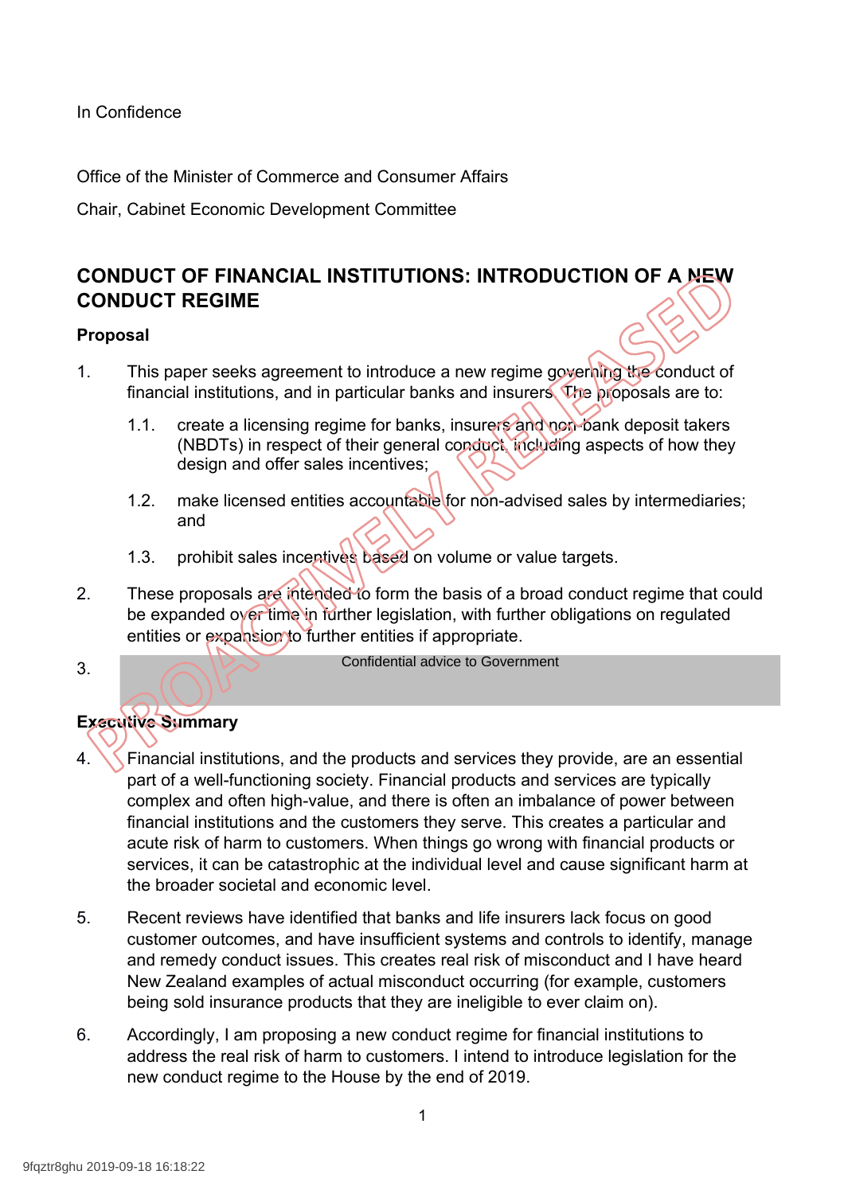In Confidence

Office of the Minister of Commerce and Consumer Affairs

Chair, Cabinet Economic Development Committee

## CONDUCT OF FINANCIAL INSTITUTIONS: INTRODUCTION OF A NEW CONDUCT REGIME

### Proposal

1. This paper seeks agreement to introduce a new regime governing the conduct of financial institutions, and in particular banks and insurers. The proposals are to:

   1.1. create a licensing regime for banks, insurers and non-bank deposit takers (NBDTs) in respect of their general conduct, including aspects of how they design and offer sales incentives;

   1.2. make licensed entities accountable for non-advised sales by intermediaries; and

   1.3. prohibit sales incentives based on volume or value targets.

2. These proposals are intended to form the basis of a broad conduct regime that could be expanded over time in further legislation, with further obligations on regulated entities or expansion to further entities if appropriate.

3. Confidential advice to Government

### Executive Summary

4. Financial institutions, and the products and services they provide, are an essential part of a well-functioning society. Financial products and services are typically complex and often high-value, and there is often an imbalance of power between financial institutions and the customers they serve. This creates a particular and acute risk of harm to customers. When things go wrong with financial products or services, it can be catastrophic at the individual level and cause significant harm at the broader societal and economic level.

5. Recent reviews have identified that banks and life insurers lack focus on good customer outcomes, and have insufficient systems and controls to identify, manage and remedy conduct issues. This creates real risk of misconduct and I have heard New Zealand examples of actual misconduct occurring (for example, customers being sold insurance products that they are ineligible to ever claim on).

6. Accordingly, I am proposing a new conduct regime for financial institutions to address the real risk of harm to customers. I intend to introduce legislation for the new conduct regime to the House by the end of 2019.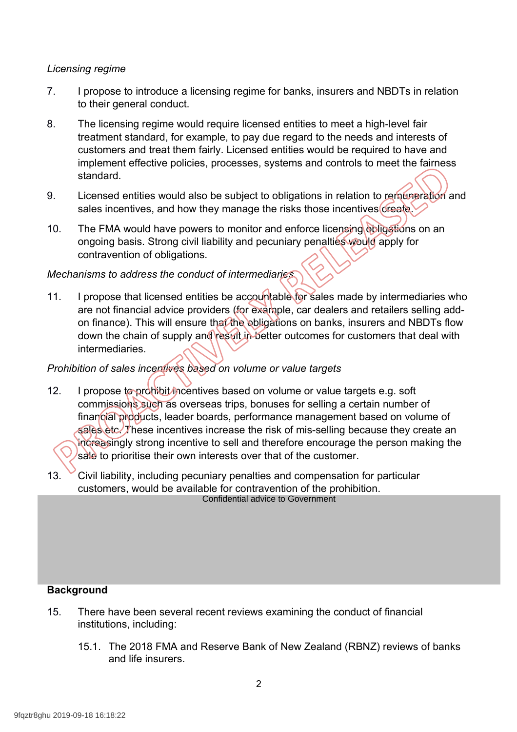*Licensing regime*

7. I propose to introduce a licensing regime for banks, insurers and NBDTs in relation to their general conduct.

8. The licensing regime would require licensed entities to meet a high-level fair treatment standard, for example, to pay due regard to the needs and interests of customers and treat them fairly. Licensed entities would be required to have and implement effective policies, processes, systems and controls to meet the fairness standard.

9. Licensed entities would also be subject to obligations in relation to remuneration and sales incentives, and how they manage the risks those incentives create.

10. The FMA would have powers to monitor and enforce licensing obligations on an ongoing basis. Strong civil liability and pecuniary penalties would apply for contravention of obligations.

*Mechanisms to address the conduct of intermediaries*

11. I propose that licensed entities be accountable for sales made by intermediaries who are not financial advice providers (for example, car dealers and retailers selling add-on finance). This will ensure that the obligations on banks, insurers and NBDTs flow down the chain of supply and result in better outcomes for customers that deal with intermediaries.

*Prohibition of sales incentives based on volume or value targets*

12. I propose to prohibit incentives based on volume or value targets e.g. soft commissions such as overseas trips, bonuses for selling a certain number of financial products, leader boards, performance management based on volume of sales etc. These incentives increase the risk of mis-selling because they create an increasingly strong incentive to sell and therefore encourage the person making the sale to prioritise their own interests over that of the customer.

13. Civil liability, including pecuniary penalties and compensation for particular customers, would be available for contravention of the prohibition.

Confidential advice to Government

**Background**

15. There have been several recent reviews examining the conduct of financial institutions, including:

    15.1. The 2018 FMA and Reserve Bank of New Zealand (RBNZ) reviews of banks and life insurers.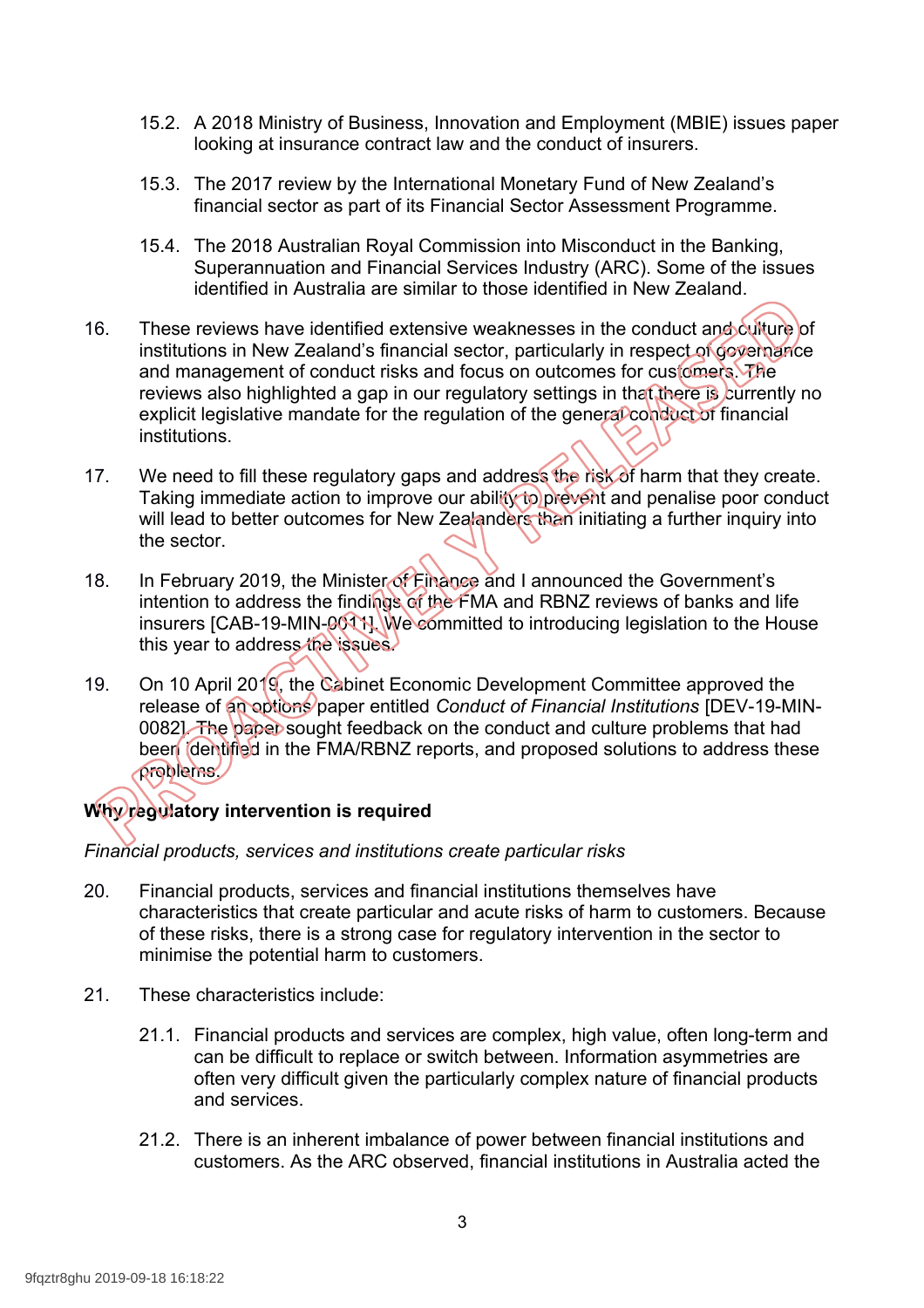15.2. A 2018 Ministry of Business, Innovation and Employment (MBIE) issues paper looking at insurance contract law and the conduct of insurers.

15.3. The 2017 review by the International Monetary Fund of New Zealand's financial sector as part of its Financial Sector Assessment Programme.

15.4. The 2018 Australian Royal Commission into Misconduct in the Banking, Superannuation and Financial Services Industry (ARC). Some of the issues identified in Australia are similar to those identified in New Zealand.

16. These reviews have identified extensive weaknesses in the conduct and culture of institutions in New Zealand's financial sector, particularly in respect of governance and management of conduct risks and focus on outcomes for customers. The reviews also highlighted a gap in our regulatory settings in that there is currently no explicit legislative mandate for the regulation of the general conduct of financial institutions.

17. We need to fill these regulatory gaps and address the risk of harm that they create. Taking immediate action to improve our ability to prevent and penalise poor conduct will lead to better outcomes for New Zealanders than initiating a further inquiry into the sector.

18. In February 2019, the Minister of Finance and I announced the Government's intention to address the findings of the FMA and RBNZ reviews of banks and life insurers [CAB-19-MIN-0011]. We committed to introducing legislation to the House this year to address the issues.

19. On 10 April 2019, the Cabinet Economic Development Committee approved the release of an options paper entitled *Conduct of Financial Institutions* [DEV-19-MIN-0082]. The paper sought feedback on the conduct and culture problems that had been identified in the FMA/RBNZ reports, and proposed solutions to address these problems.

**Why regulatory intervention is required**

*Financial products, services and institutions create particular risks*

20. Financial products, services and financial institutions themselves have characteristics that create particular and acute risks of harm to customers. Because of these risks, there is a strong case for regulatory intervention in the sector to minimise the potential harm to customers.

21. These characteristics include:

21.1. Financial products and services are complex, high value, often long-term and can be difficult to replace or switch between. Information asymmetries are often very difficult given the particularly complex nature of financial products and services.

21.2. There is an inherent imbalance of power between financial institutions and customers. As the ARC observed, financial institutions in Australia acted the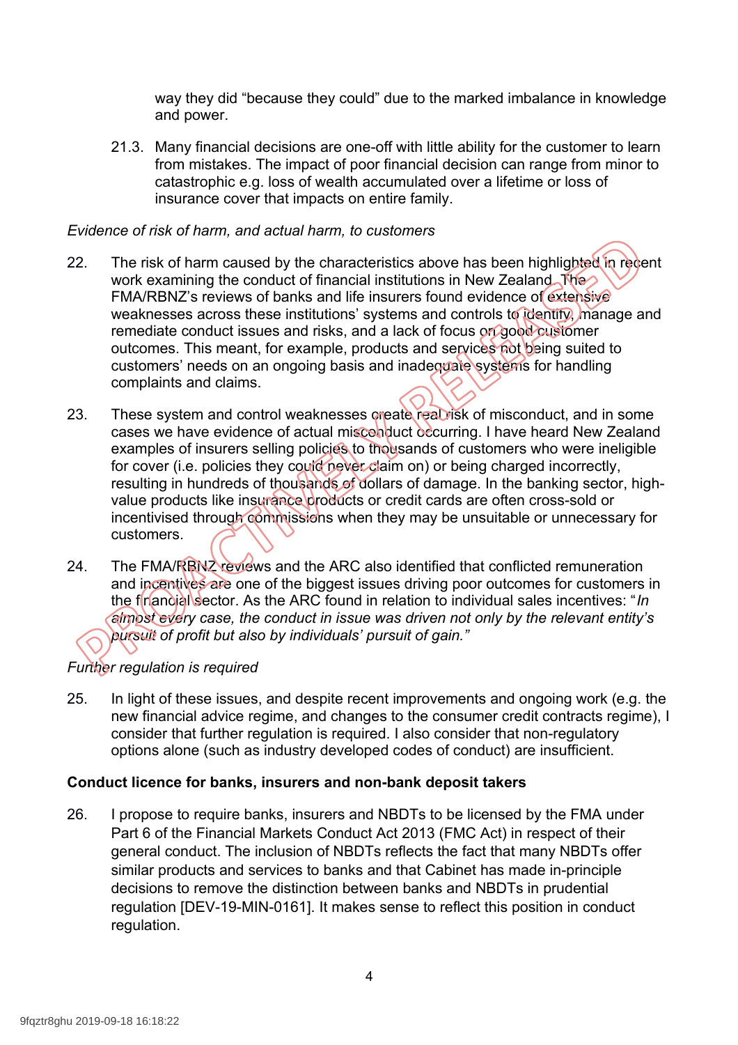way they did "because they could" due to the marked imbalance in knowledge and power.

21.3. Many financial decisions are one-off with little ability for the customer to learn from mistakes. The impact of poor financial decision can range from minor to catastrophic e.g. loss of wealth accumulated over a lifetime or loss of insurance cover that impacts on entire family.

*Evidence of risk of harm, and actual harm, to customers*

22. The risk of harm caused by the characteristics above has been highlighted in recent work examining the conduct of financial institutions in New Zealand. The FMA/RBNZ's reviews of banks and life insurers found evidence of extensive weaknesses across these institutions' systems and controls to identify, manage and remediate conduct issues and risks, and a lack of focus on good customer outcomes. This meant, for example, products and services not being suited to customers' needs on an ongoing basis and inadequate systems for handling complaints and claims.

23. These system and control weaknesses create real risk of misconduct, and in some cases we have evidence of actual misconduct occurring. I have heard New Zealand examples of insurers selling policies to thousands of customers who were ineligible for cover (i.e. policies they could never claim on) or being charged incorrectly, resulting in hundreds of thousands of dollars of damage. In the banking sector, high-value products like insurance products or credit cards are often cross-sold or incentivised through commissions when they may be unsuitable or unnecessary for customers.

24. The FMA/RBNZ reviews and the ARC also identified that conflicted remuneration and incentives are one of the biggest issues driving poor outcomes for customers in the financial sector. As the ARC found in relation to individual sales incentives: "*In almost every case, the conduct in issue was driven not only by the relevant entity's pursuit of profit but also by individuals' pursuit of gain.*"

*Further regulation is required*

25. In light of these issues, and despite recent improvements and ongoing work (e.g. the new financial advice regime, and changes to the consumer credit contracts regime), I consider that further regulation is required. I also consider that non-regulatory options alone (such as industry developed codes of conduct) are insufficient.

**Conduct licence for banks, insurers and non-bank deposit takers**

26. I propose to require banks, insurers and NBDTs to be licensed by the FMA under Part 6 of the Financial Markets Conduct Act 2013 (FMC Act) in respect of their general conduct. The inclusion of NBDTs reflects the fact that many NBDTs offer similar products and services to banks and that Cabinet has made in-principle decisions to remove the distinction between banks and NBDTs in prudential regulation [DEV-19-MIN-0161]. It makes sense to reflect this position in conduct regulation.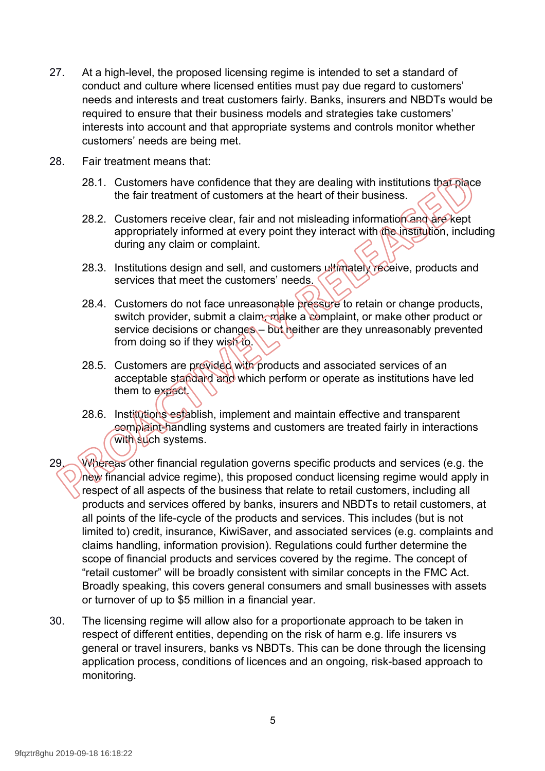27. At a high-level, the proposed licensing regime is intended to set a standard of conduct and culture where licensed entities must pay due regard to customers' needs and interests and treat customers fairly. Banks, insurers and NBDTs would be required to ensure that their business models and strategies take customers' interests into account and that appropriate systems and controls monitor whether customers' needs are being met.

28. Fair treatment means that:

    28.1. Customers have confidence that they are dealing with institutions that place the fair treatment of customers at the heart of their business.

    28.2. Customers receive clear, fair and not misleading information and are kept appropriately informed at every point they interact with the institution, including during any claim or complaint.

    28.3. Institutions design and sell, and customers ultimately receive, products and services that meet the customers' needs.

    28.4. Customers do not face unreasonable pressure to retain or change products, switch provider, submit a claim, make a complaint, or make other product or service decisions or changes – but neither are they unreasonably prevented from doing so if they wish to.

    28.5. Customers are provided with products and associated services of an acceptable standard and which perform or operate as institutions have led them to expect.

    28.6. Institutions establish, implement and maintain effective and transparent complaint-handling systems and customers are treated fairly in interactions with such systems.

29. Whereas other financial regulation governs specific products and services (e.g. the new financial advice regime), this proposed conduct licensing regime would apply in respect of all aspects of the business that relate to retail customers, including all products and services offered by banks, insurers and NBDTs to retail customers, at all points of the life-cycle of the products and services. This includes (but is not limited to) credit, insurance, KiwiSaver, and associated services (e.g. complaints and claims handling, information provision). Regulations could further determine the scope of financial products and services covered by the regime. The concept of "retail customer" will be broadly consistent with similar concepts in the FMC Act. Broadly speaking, this covers general consumers and small businesses with assets or turnover of up to $5 million in a financial year.

30. The licensing regime will allow also for a proportionate approach to be taken in respect of different entities, depending on the risk of harm e.g. life insurers vs general or travel insurers, banks vs NBDTs. This can be done through the licensing application process, conditions of licences and an ongoing, risk-based approach to monitoring.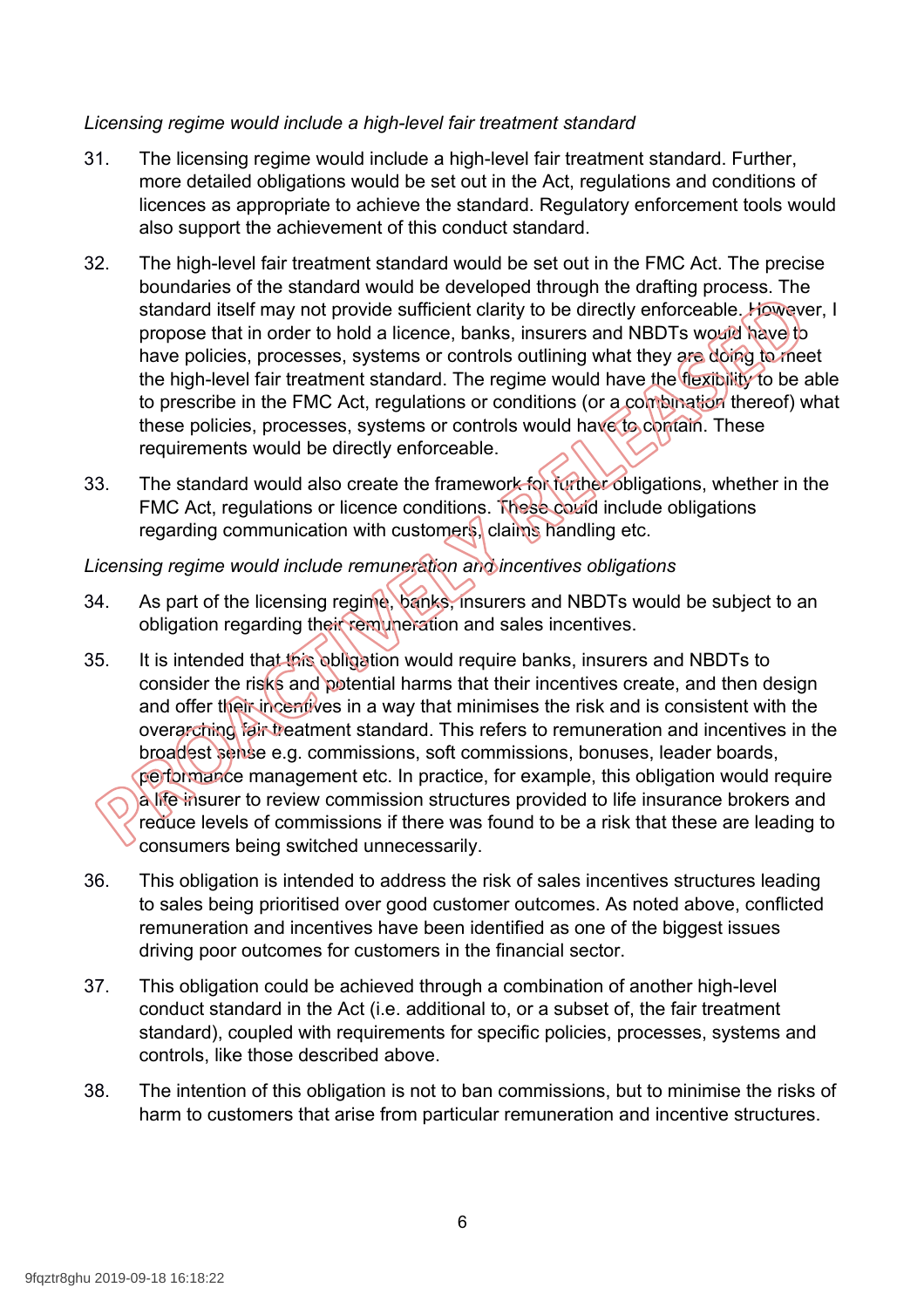*Licensing regime would include a high-level fair treatment standard*

31. The licensing regime would include a high-level fair treatment standard. Further, more detailed obligations would be set out in the Act, regulations and conditions of licences as appropriate to achieve the standard. Regulatory enforcement tools would also support the achievement of this conduct standard.

32. The high-level fair treatment standard would be set out in the FMC Act. The precise boundaries of the standard would be developed through the drafting process. The standard itself may not provide sufficient clarity to be directly enforceable. However, I propose that in order to hold a licence, banks, insurers and NBDTs would have to have policies, processes, systems or controls outlining what they are doing to meet the high-level fair treatment standard. The regime would have the flexibility to be able to prescribe in the FMC Act, regulations or conditions (or a combination thereof) what these policies, processes, systems or controls would have to contain. These requirements would be directly enforceable.

33. The standard would also create the framework for further obligations, whether in the FMC Act, regulations or licence conditions. These could include obligations regarding communication with customers, claims handling etc.

*Licensing regime would include remuneration and incentives obligations*

34. As part of the licensing regime, banks, insurers and NBDTs would be subject to an obligation regarding their remuneration and sales incentives.

35. It is intended that this obligation would require banks, insurers and NBDTs to consider the risks and potential harms that their incentives create, and then design and offer their incentives in a way that minimises the risk and is consistent with the overarching fair treatment standard. This refers to remuneration and incentives in the broadest sense e.g. commissions, soft commissions, bonuses, leader boards, performance management etc. In practice, for example, this obligation would require a life insurer to review commission structures provided to life insurance brokers and reduce levels of commissions if there was found to be a risk that these are leading to consumers being switched unnecessarily.

36. This obligation is intended to address the risk of sales incentives structures leading to sales being prioritised over good customer outcomes. As noted above, conflicted remuneration and incentives have been identified as one of the biggest issues driving poor outcomes for customers in the financial sector.

37. This obligation could be achieved through a combination of another high-level conduct standard in the Act (i.e. additional to, or a subset of, the fair treatment standard), coupled with requirements for specific policies, processes, systems and controls, like those described above.

38. The intention of this obligation is not to ban commissions, but to minimise the risks of harm to customers that arise from particular remuneration and incentive structures.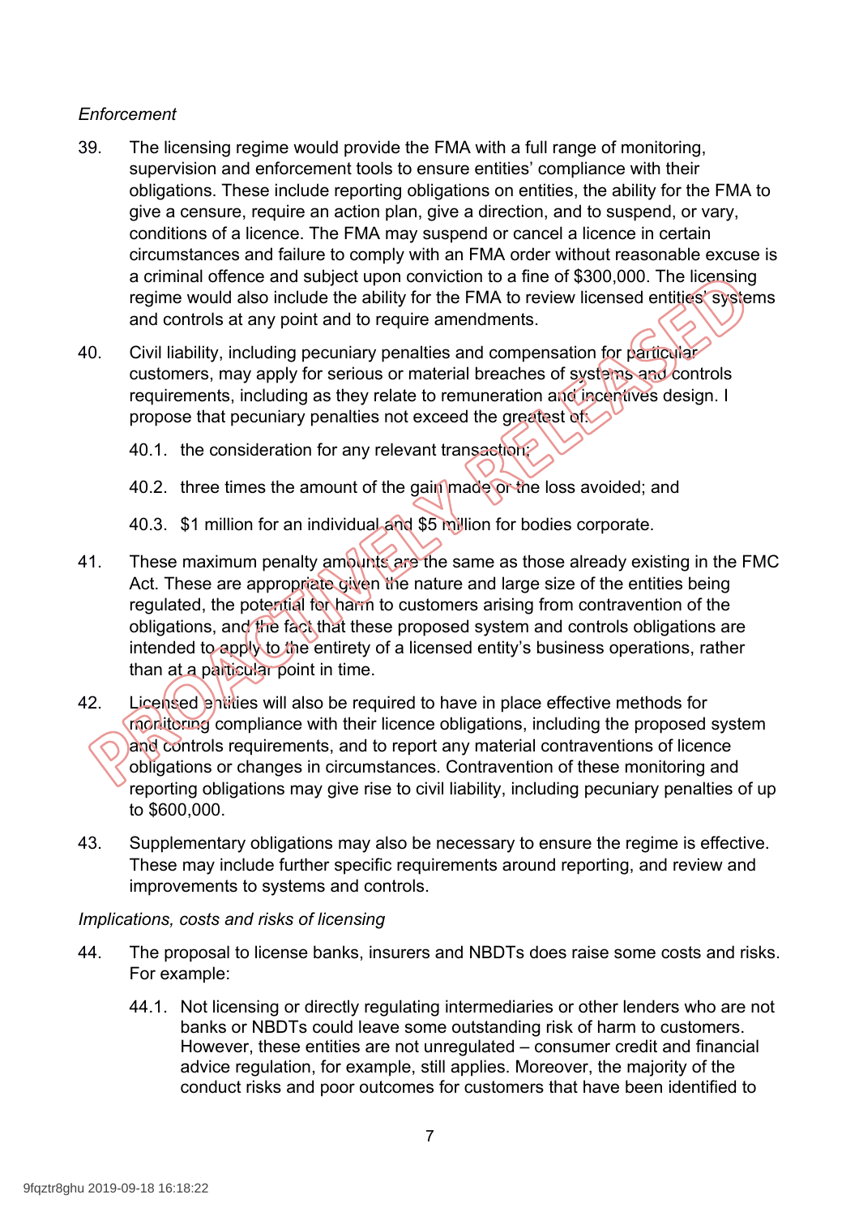*Enforcement*

39. The licensing regime would provide the FMA with a full range of monitoring, supervision and enforcement tools to ensure entities' compliance with their obligations. These include reporting obligations on entities, the ability for the FMA to give a censure, require an action plan, give a direction, and to suspend, or vary, conditions of a licence. The FMA may suspend or cancel a licence in certain circumstances and failure to comply with an FMA order without reasonable excuse is a criminal offence and subject upon conviction to a fine of $300,000. The licensing regime would also include the ability for the FMA to review licensed entities' systems and controls at any point and to require amendments.

40. Civil liability, including pecuniary penalties and compensation for particular customers, may apply for serious or material breaches of systems and controls requirements, including as they relate to remuneration and incentives design. I propose that pecuniary penalties not exceed the greatest of:

    40.1. the consideration for any relevant transaction;

    40.2. three times the amount of the gain made or the loss avoided; and

    40.3. $1 million for an individual and $5 million for bodies corporate.

41. These maximum penalty amounts are the same as those already existing in the FMC Act. These are appropriate given the nature and large size of the entities being regulated, the potential for harm to customers arising from contravention of the obligations, and the fact that these proposed system and controls obligations are intended to apply to the entirety of a licensed entity's business operations, rather than at a particular point in time.

42. Licensed entities will also be required to have in place effective methods for monitoring compliance with their licence obligations, including the proposed system and controls requirements, and to report any material contraventions of licence obligations or changes in circumstances. Contravention of these monitoring and reporting obligations may give rise to civil liability, including pecuniary penalties of up to $600,000.

43. Supplementary obligations may also be necessary to ensure the regime is effective. These may include further specific requirements around reporting, and review and improvements to systems and controls.

*Implications, costs and risks of licensing*

44. The proposal to license banks, insurers and NBDTs does raise some costs and risks. For example:

    44.1. Not licensing or directly regulating intermediaries or other lenders who are not banks or NBDTs could leave some outstanding risk of harm to customers. However, these entities are not unregulated – consumer credit and financial advice regulation, for example, still applies. Moreover, the majority of the conduct risks and poor outcomes for customers that have been identified to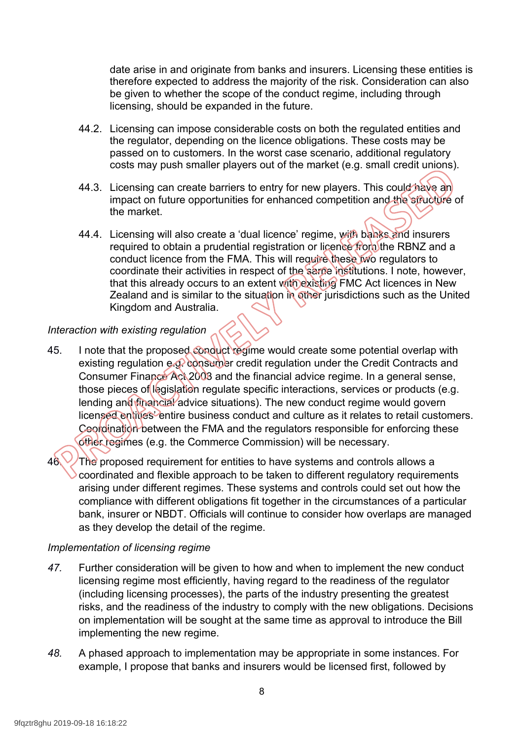date arise in and originate from banks and insurers. Licensing these entities is therefore expected to address the majority of the risk. Consideration can also be given to whether the scope of the conduct regime, including through licensing, should be expanded in the future.

44.2. Licensing can impose considerable costs on both the regulated entities and the regulator, depending on the licence obligations. These costs may be passed on to customers. In the worst case scenario, additional regulatory costs may push smaller players out of the market (e.g. small credit unions).

44.3. Licensing can create barriers to entry for new players. This could have an impact on future opportunities for enhanced competition and the structure of the market.

44.4. Licensing will also create a 'dual licence' regime, with banks and insurers required to obtain a prudential registration or licence from the RBNZ and a conduct licence from the FMA. This will require these two regulators to coordinate their activities in respect of the same institutions. I note, however, that this already occurs to an extent with existing FMC Act licences in New Zealand and is similar to the situation in other jurisdictions such as the United Kingdom and Australia.

*Interaction with existing regulation*

45. I note that the proposed conduct regime would create some potential overlap with existing regulation e.g. consumer credit regulation under the Credit Contracts and Consumer Finance Act 2003 and the financial advice regime. In a general sense, those pieces of legislation regulate specific interactions, services or products (e.g. lending and financial advice situations). The new conduct regime would govern licensed entities' entire business conduct and culture as it relates to retail customers. Coordination between the FMA and the regulators responsible for enforcing these other regimes (e.g. the Commerce Commission) will be necessary.

46. The proposed requirement for entities to have systems and controls allows a coordinated and flexible approach to be taken to different regulatory requirements arising under different regimes. These systems and controls could set out how the compliance with different obligations fit together in the circumstances of a particular bank, insurer or NBDT. Officials will continue to consider how overlaps are managed as they develop the detail of the regime.

*Implementation of licensing regime*

*47.* Further consideration will be given to how and when to implement the new conduct licensing regime most efficiently, having regard to the readiness of the regulator (including licensing processes), the parts of the industry presenting the greatest risks, and the readiness of the industry to comply with the new obligations. Decisions on implementation will be sought at the same time as approval to introduce the Bill implementing the new regime.

*48.* A phased approach to implementation may be appropriate in some instances. For example, I propose that banks and insurers would be licensed first, followed by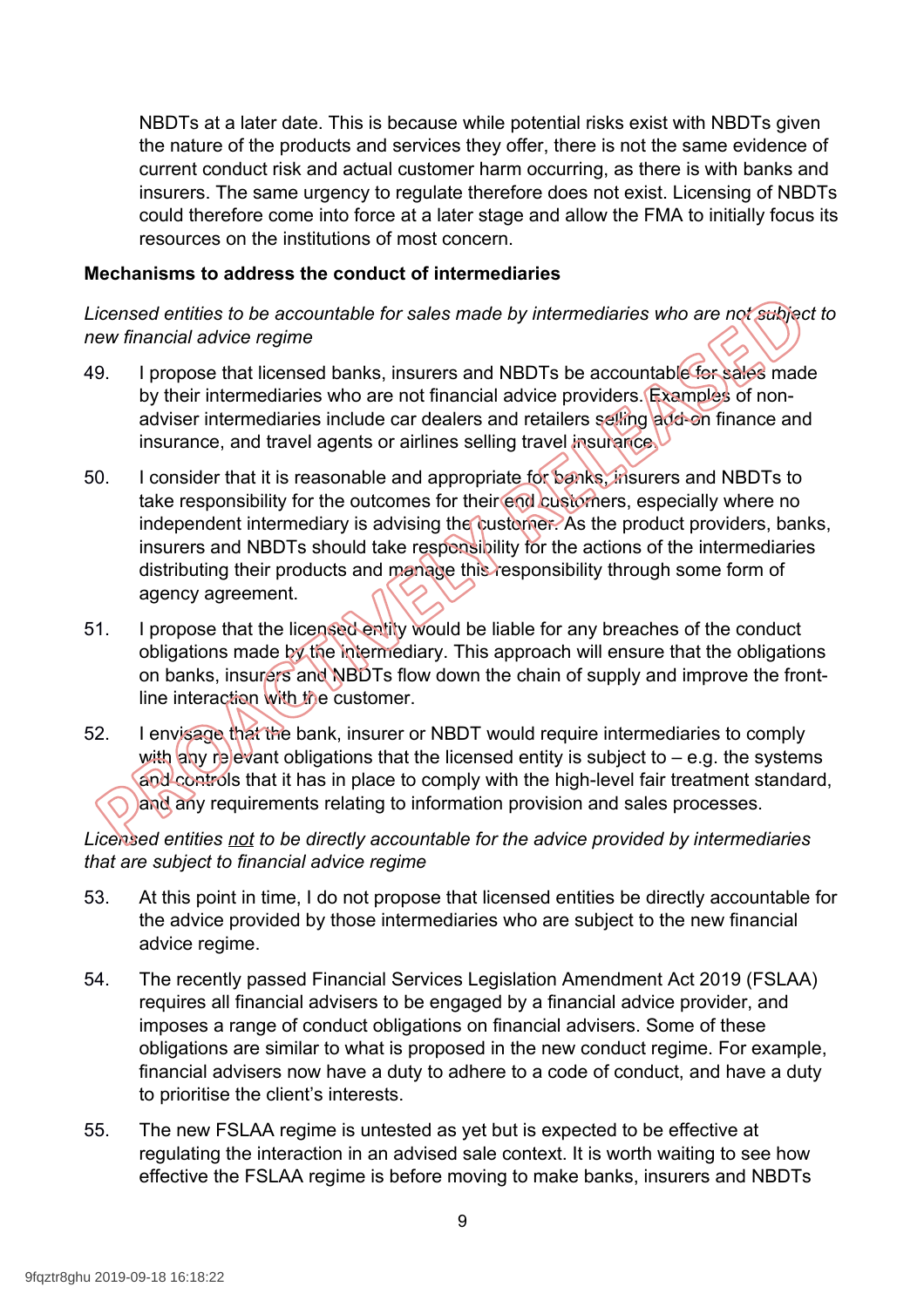NBDTs at a later date. This is because while potential risks exist with NBDTs given the nature of the products and services they offer, there is not the same evidence of current conduct risk and actual customer harm occurring, as there is with banks and insurers. The same urgency to regulate therefore does not exist. Licensing of NBDTs could therefore come into force at a later stage and allow the FMA to initially focus its resources on the institutions of most concern.

**Mechanisms to address the conduct of intermediaries**

*Licensed entities to be accountable for sales made by intermediaries who are not subject to new financial advice regime*

49. I propose that licensed banks, insurers and NBDTs be accountable for sales made by their intermediaries who are not financial advice providers. Examples of non-adviser intermediaries include car dealers and retailers selling add-on finance and insurance, and travel agents or airlines selling travel insurance.

50. I consider that it is reasonable and appropriate for banks, insurers and NBDTs to take responsibility for the outcomes for their end customers, especially where no independent intermediary is advising the customer. As the product providers, banks, insurers and NBDTs should take responsibility for the actions of the intermediaries distributing their products and manage this responsibility through some form of agency agreement.

51. I propose that the licensed entity would be liable for any breaches of the conduct obligations made by the intermediary. This approach will ensure that the obligations on banks, insurers and NBDTs flow down the chain of supply and improve the front-line interaction with the customer.

52. I envisage that the bank, insurer or NBDT would require intermediaries to comply with any relevant obligations that the licensed entity is subject to – e.g. the systems and controls that it has in place to comply with the high-level fair treatment standard, and any requirements relating to information provision and sales processes.

*Licensed entities <u>not</u> to be directly accountable for the advice provided by intermediaries that are subject to financial advice regime*

53. At this point in time, I do not propose that licensed entities be directly accountable for the advice provided by those intermediaries who are subject to the new financial advice regime.

54. The recently passed Financial Services Legislation Amendment Act 2019 (FSLAA) requires all financial advisers to be engaged by a financial advice provider, and imposes a range of conduct obligations on financial advisers. Some of these obligations are similar to what is proposed in the new conduct regime. For example, financial advisers now have a duty to adhere to a code of conduct, and have a duty to prioritise the client's interests.

55. The new FSLAA regime is untested as yet but is expected to be effective at regulating the interaction in an advised sale context. It is worth waiting to see how effective the FSLAA regime is before moving to make banks, insurers and NBDTs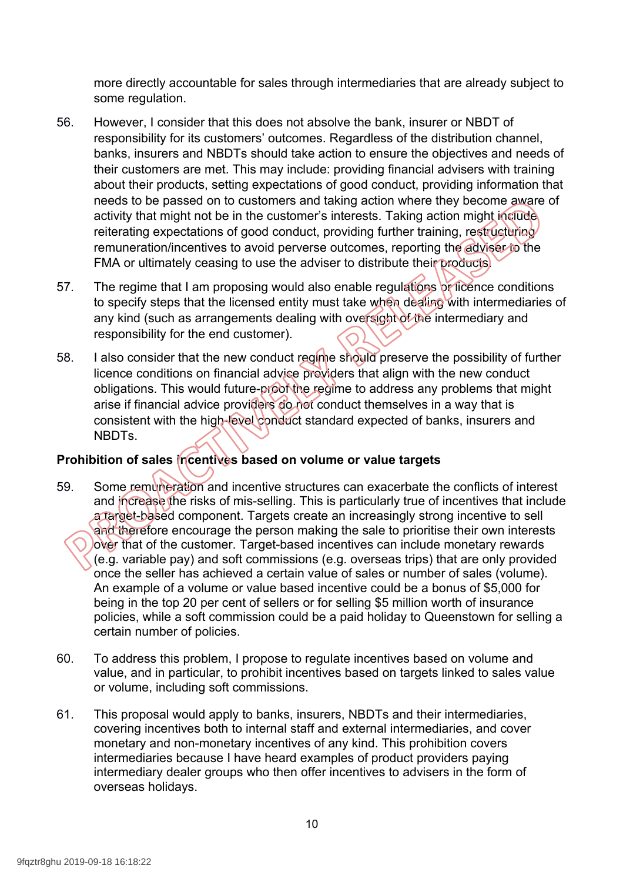more directly accountable for sales through intermediaries that are already subject to some regulation.

56. However, I consider that this does not absolve the bank, insurer or NBDT of responsibility for its customers' outcomes. Regardless of the distribution channel, banks, insurers and NBDTs should take action to ensure the objectives and needs of their customers are met. This may include: providing financial advisers with training about their products, setting expectations of good conduct, providing information that needs to be passed on to customers and taking action where they become aware of activity that might not be in the customer's interests. Taking action might include reiterating expectations of good conduct, providing further training, restructuring remuneration/incentives to avoid perverse outcomes, reporting the adviser to the FMA or ultimately ceasing to use the adviser to distribute their products.

57. The regime that I am proposing would also enable regulations or licence conditions to specify steps that the licensed entity must take when dealing with intermediaries of any kind (such as arrangements dealing with oversight of the intermediary and responsibility for the end customer).

58. I also consider that the new conduct regime should preserve the possibility of further licence conditions on financial advice providers that align with the new conduct obligations. This would future-proof the regime to address any problems that might arise if financial advice providers do not conduct themselves in a way that is consistent with the high-level conduct standard expected of banks, insurers and NBDTs.

**Prohibition of sales incentives based on volume or value targets**

59. Some remuneration and incentive structures can exacerbate the conflicts of interest and increase the risks of mis-selling. This is particularly true of incentives that include a target-based component. Targets create an increasingly strong incentive to sell and therefore encourage the person making the sale to prioritise their own interests over that of the customer. Target-based incentives can include monetary rewards (e.g. variable pay) and soft commissions (e.g. overseas trips) that are only provided once the seller has achieved a certain value of sales or number of sales (volume). An example of a volume or value based incentive could be a bonus of $5,000 for being in the top 20 per cent of sellers or for selling $5 million worth of insurance policies, while a soft commission could be a paid holiday to Queenstown for selling a certain number of policies.

60. To address this problem, I propose to regulate incentives based on volume and value, and in particular, to prohibit incentives based on targets linked to sales value or volume, including soft commissions.

61. This proposal would apply to banks, insurers, NBDTs and their intermediaries, covering incentives both to internal staff and external intermediaries, and cover monetary and non-monetary incentives of any kind. This prohibition covers intermediaries because I have heard examples of product providers paying intermediary dealer groups who then offer incentives to advisers in the form of overseas holidays.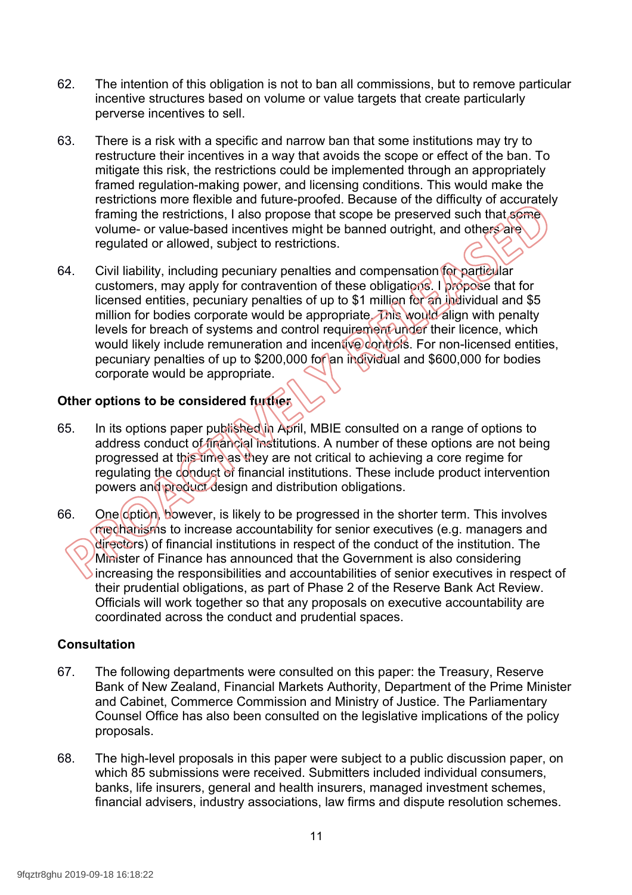62. The intention of this obligation is not to ban all commissions, but to remove particular incentive structures based on volume or value targets that create particularly perverse incentives to sell.

63. There is a risk with a specific and narrow ban that some institutions may try to restructure their incentives in a way that avoids the scope or effect of the ban. To mitigate this risk, the restrictions could be implemented through an appropriately framed regulation-making power, and licensing conditions. This would make the restrictions more flexible and future-proofed. Because of the difficulty of accurately framing the restrictions, I also propose that scope be preserved such that some volume- or value-based incentives might be banned outright, and others are regulated or allowed, subject to restrictions.

64. Civil liability, including pecuniary penalties and compensation for particular customers, may apply for contravention of these obligations. I propose that for licensed entities, pecuniary penalties of up to $1 million for an individual and $5 million for bodies corporate would be appropriate. This would align with penalty levels for breach of systems and control requirement under their licence, which would likely include remuneration and incentive controls. For non-licensed entities, pecuniary penalties of up to $200,000 for an individual and $600,000 for bodies corporate would be appropriate.

**Other options to be considered further**

65. In its options paper published in April, MBIE consulted on a range of options to address conduct of financial institutions. A number of these options are not being progressed at this time as they are not critical to achieving a core regime for regulating the conduct of financial institutions. These include product intervention powers and product design and distribution obligations.

66. One option, however, is likely to be progressed in the shorter term. This involves mechanisms to increase accountability for senior executives (e.g. managers and directors) of financial institutions in respect of the conduct of the institution. The Minister of Finance has announced that the Government is also considering increasing the responsibilities and accountabilities of senior executives in respect of their prudential obligations, as part of Phase 2 of the Reserve Bank Act Review. Officials will work together so that any proposals on executive accountability are coordinated across the conduct and prudential spaces.

**Consultation**

67. The following departments were consulted on this paper: the Treasury, Reserve Bank of New Zealand, Financial Markets Authority, Department of the Prime Minister and Cabinet, Commerce Commission and Ministry of Justice. The Parliamentary Counsel Office has also been consulted on the legislative implications of the policy proposals.

68. The high-level proposals in this paper were subject to a public discussion paper, on which 85 submissions were received. Submitters included individual consumers, banks, life insurers, general and health insurers, managed investment schemes, financial advisers, industry associations, law firms and dispute resolution schemes.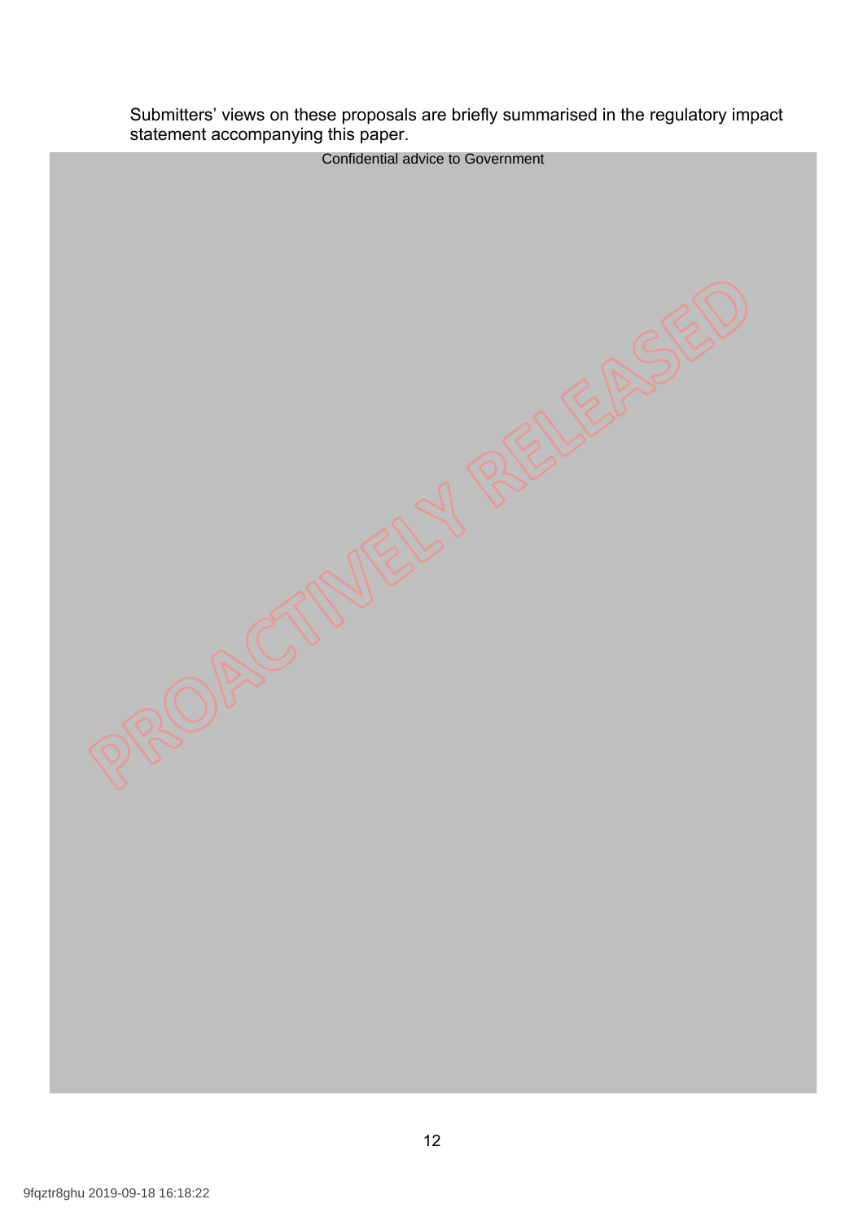Submitters' views on these proposals are briefly summarised in the regulatory impact statement accompanying this paper.

Confidential advice to Government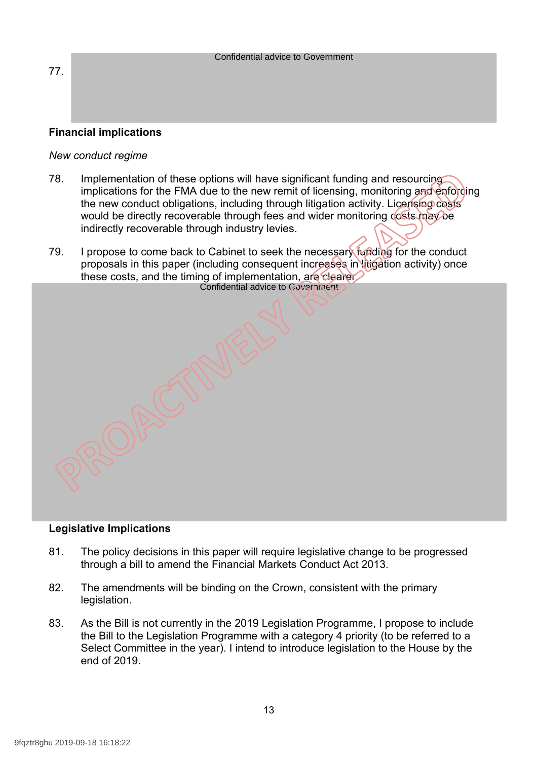77. Confidential advice to Government

**Financial implications**

*New conduct regime*

78. Implementation of these options will have significant funding and resourcing implications for the FMA due to the new remit of licensing, monitoring and enforcing the new conduct obligations, including through litigation activity. Licensing costs would be directly recoverable through fees and wider monitoring costs may be indirectly recoverable through industry levies.

79. I propose to come back to Cabinet to seek the necessary funding for the conduct proposals in this paper (including consequent increases in litigation activity) once these costs, and the timing of implementation, are clearer.

Confidential advice to Government

**Legislative Implications**

81. The policy decisions in this paper will require legislative change to be progressed through a bill to amend the Financial Markets Conduct Act 2013.

82. The amendments will be binding on the Crown, consistent with the primary legislation.

83. As the Bill is not currently in the 2019 Legislation Programme, I propose to include the Bill to the Legislation Programme with a category 4 priority (to be referred to a Select Committee in the year). I intend to introduce legislation to the House by the end of 2019.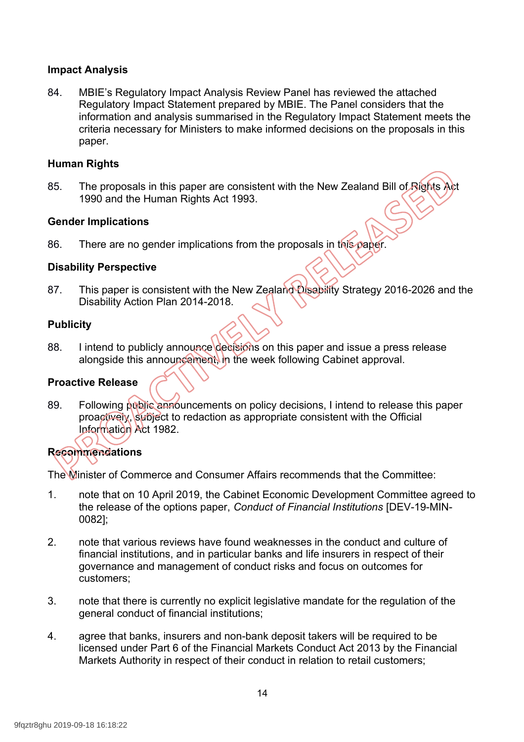### Impact Analysis

84. MBIE's Regulatory Impact Analysis Review Panel has reviewed the attached Regulatory Impact Statement prepared by MBIE. The Panel considers that the information and analysis summarised in the Regulatory Impact Statement meets the criteria necessary for Ministers to make informed decisions on the proposals in this paper.

### Human Rights

85. The proposals in this paper are consistent with the New Zealand Bill of Rights Act 1990 and the Human Rights Act 1993.

### Gender Implications

86. There are no gender implications from the proposals in this paper.

### Disability Perspective

87. This paper is consistent with the New Zealand Disability Strategy 2016-2026 and the Disability Action Plan 2014-2018.

### Publicity

88. I intend to publicly announce decisions on this paper and issue a press release alongside this announcement, in the week following Cabinet approval.

### Proactive Release

89. Following public announcements on policy decisions, I intend to release this paper proactively, subject to redaction as appropriate consistent with the Official Information Act 1982.

### Recommendations

The Minister of Commerce and Consumer Affairs recommends that the Committee:

1. note that on 10 April 2019, the Cabinet Economic Development Committee agreed to the release of the options paper, *Conduct of Financial Institutions* [DEV-19-MIN-0082];

2. note that various reviews have found weaknesses in the conduct and culture of financial institutions, and in particular banks and life insurers in respect of their governance and management of conduct risks and focus on outcomes for customers;

3. note that there is currently no explicit legislative mandate for the regulation of the general conduct of financial institutions;

4. agree that banks, insurers and non-bank deposit takers will be required to be licensed under Part 6 of the Financial Markets Conduct Act 2013 by the Financial Markets Authority in respect of their conduct in relation to retail customers;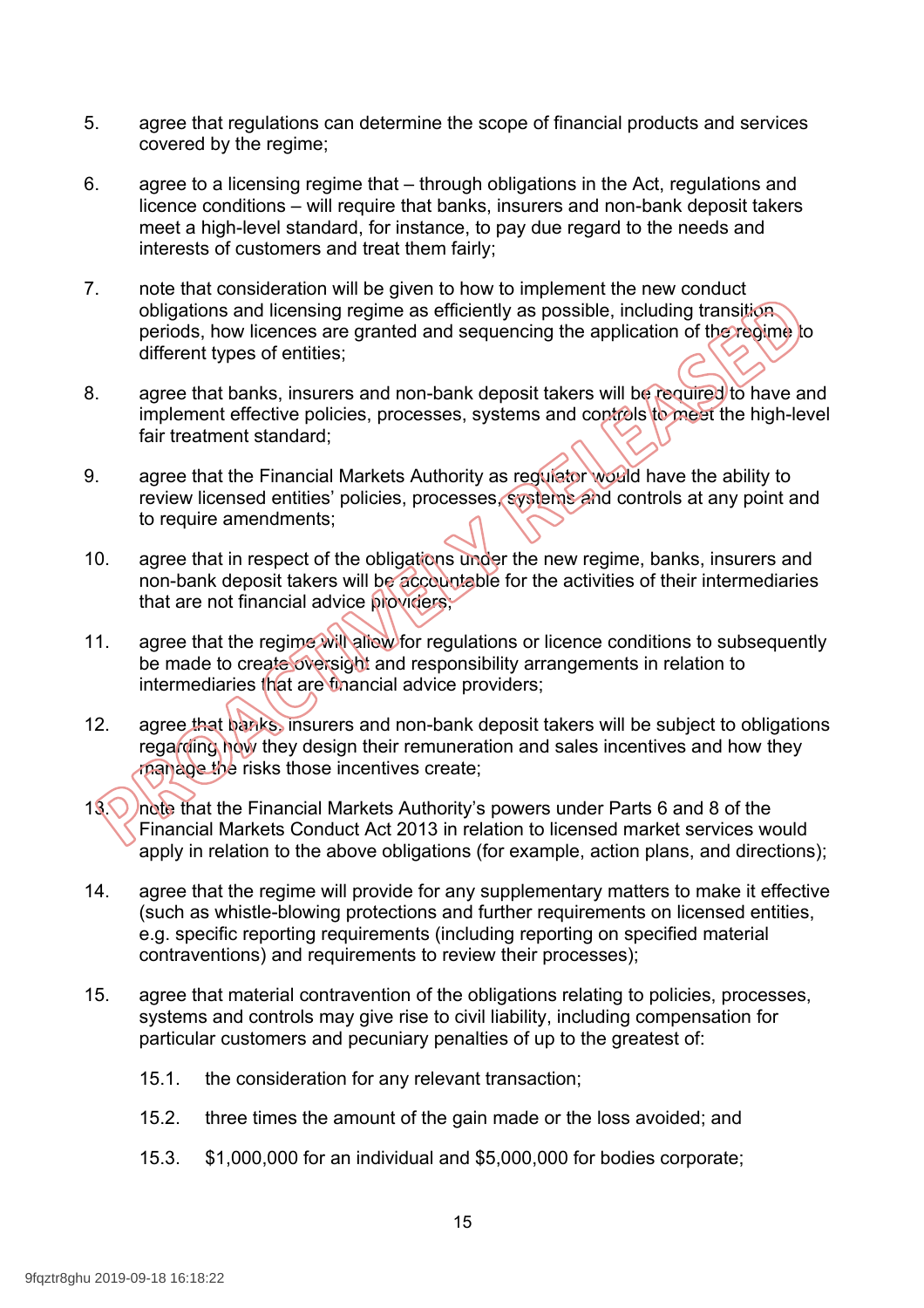5. agree that regulations can determine the scope of financial products and services covered by the regime;

6. agree to a licensing regime that – through obligations in the Act, regulations and licence conditions – will require that banks, insurers and non-bank deposit takers meet a high-level standard, for instance, to pay due regard to the needs and interests of customers and treat them fairly;

7. note that consideration will be given to how to implement the new conduct obligations and licensing regime as efficiently as possible, including transition periods, how licences are granted and sequencing the application of the regime to different types of entities;

8. agree that banks, insurers and non-bank deposit takers will be required to have and implement effective policies, processes, systems and controls to meet the high-level fair treatment standard;

9. agree that the Financial Markets Authority as regulator would have the ability to review licensed entities' policies, processes, systems and controls at any point and to require amendments;

10. agree that in respect of the obligations under the new regime, banks, insurers and non-bank deposit takers will be accountable for the activities of their intermediaries that are not financial advice providers;

11. agree that the regime will allow for regulations or licence conditions to subsequently be made to create oversight and responsibility arrangements in relation to intermediaries that are financial advice providers;

12. agree that banks, insurers and non-bank deposit takers will be subject to obligations regarding how they design their remuneration and sales incentives and how they manage the risks those incentives create;

13. note that the Financial Markets Authority's powers under Parts 6 and 8 of the Financial Markets Conduct Act 2013 in relation to licensed market services would apply in relation to the above obligations (for example, action plans, and directions);

14. agree that the regime will provide for any supplementary matters to make it effective (such as whistle-blowing protections and further requirements on licensed entities, e.g. specific reporting requirements (including reporting on specified material contraventions) and requirements to review their processes);

15. agree that material contravention of the obligations relating to policies, processes, systems and controls may give rise to civil liability, including compensation for particular customers and pecuniary penalties of up to the greatest of:

    15.1. the consideration for any relevant transaction;

    15.2. three times the amount of the gain made or the loss avoided; and

    15.3. $1,000,000 for an individual and $5,000,000 for bodies corporate;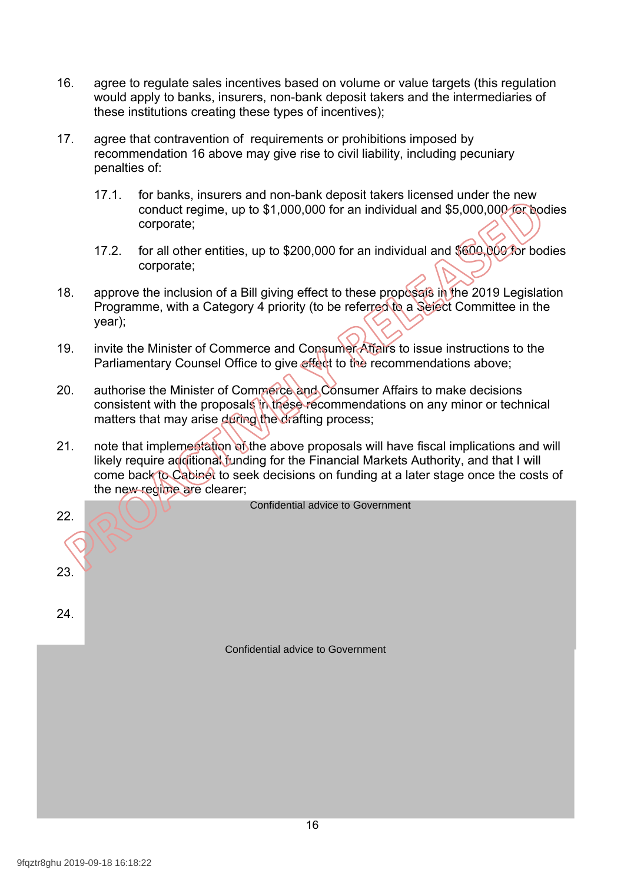16. agree to regulate sales incentives based on volume or value targets (this regulation would apply to banks, insurers, non-bank deposit takers and the intermediaries of these institutions creating these types of incentives);

17. agree that contravention of requirements or prohibitions imposed by recommendation 16 above may give rise to civil liability, including pecuniary penalties of:

    17.1. for banks, insurers and non-bank deposit takers licensed under the new conduct regime, up to $1,000,000 for an individual and $5,000,000 for bodies corporate;

    17.2. for all other entities, up to $200,000 for an individual and $600,000 for bodies corporate;

18. approve the inclusion of a Bill giving effect to these proposals in the 2019 Legislation Programme, with a Category 4 priority (to be referred to a Select Committee in the year);

19. invite the Minister of Commerce and Consumer Affairs to issue instructions to the Parliamentary Counsel Office to give effect to the recommendations above;

20. authorise the Minister of Commerce and Consumer Affairs to make decisions consistent with the proposals in these recommendations on any minor or technical matters that may arise during the drafting process;

21. note that implementation of the above proposals will have fiscal implications and will likely require additional funding for the Financial Markets Authority, and that I will come back to Cabinet to seek decisions on funding at a later stage once the costs of the new regime are clearer;

22. Confidential advice to Government

23.

24.

Confidential advice to Government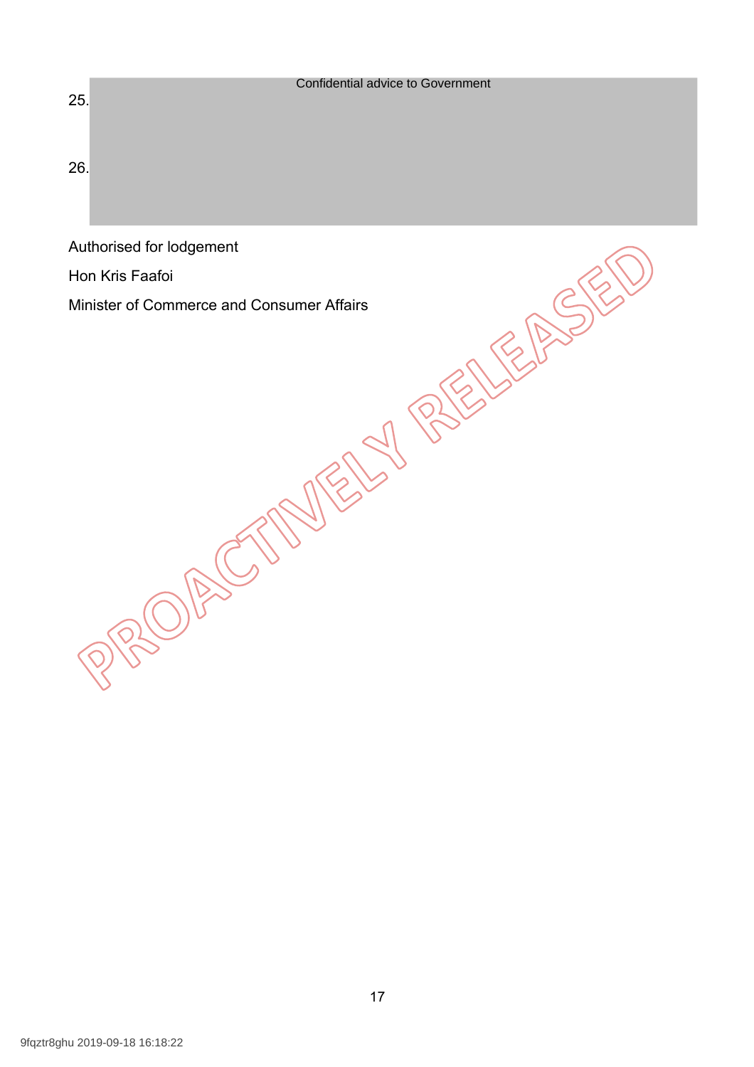Confidential advice to Government

25.

26.

Authorised for lodgement

Hon Kris Faafoi

Minister of Commerce and Consumer Affairs

9fqztr8ghu 2019-09-18 16:18:22